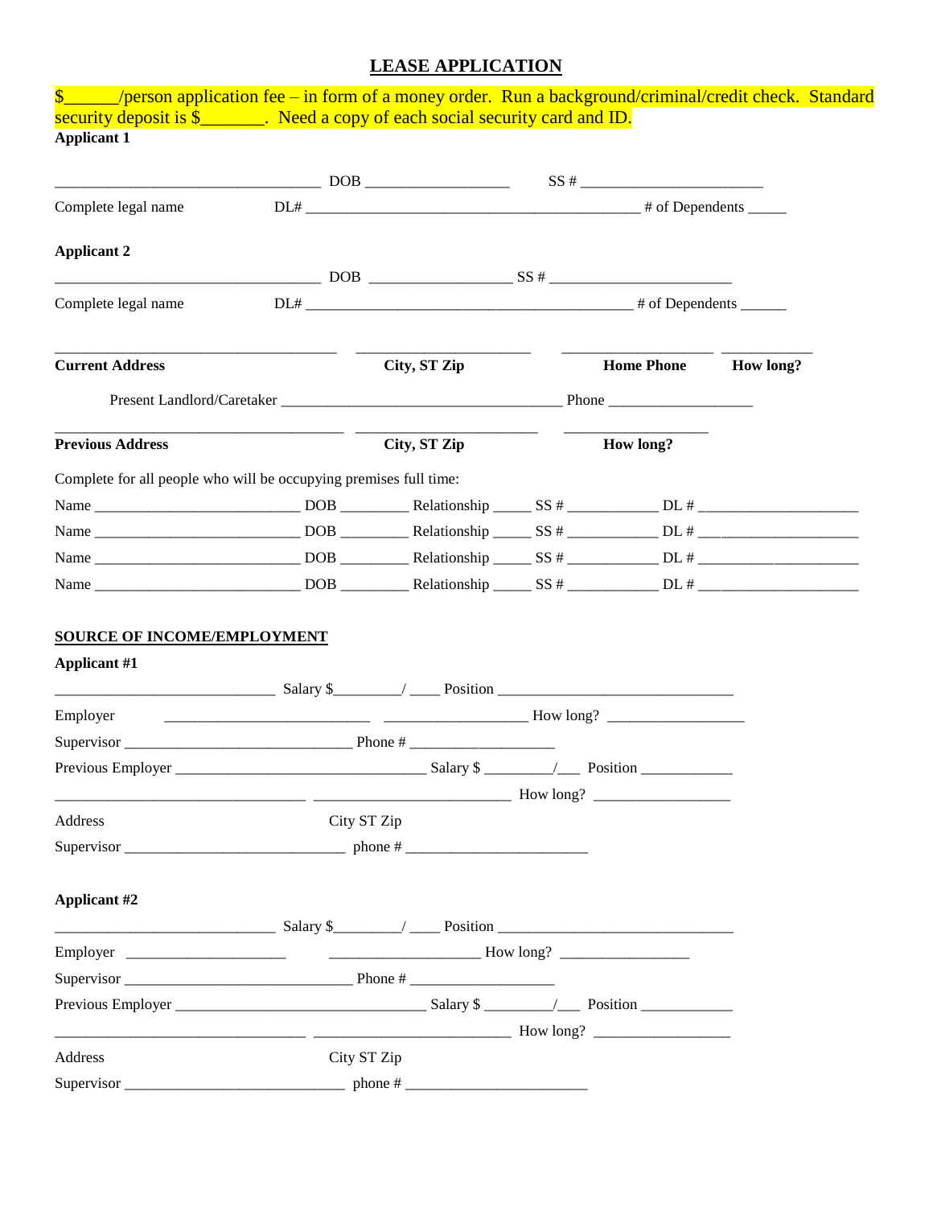# LEASE APPLICATION

$______/person application fee – in form of a money order. Run a background/criminal/credit check. Standard security deposit is $_______. Need a copy of each social security card and ID.

**Applicant 1**

_________________________________ DOB __________________ SS # _______________________

Complete legal name DL# ___________________________________________ # of Dependents _____

**Applicant 2**

_________________________________ DOB __________________ SS # _______________________

Complete legal name DL# __________________________________________ # of Dependents ______

____________________________________ ______________________ ___________________ ___________

**Current Address** **City, ST Zip** **Home Phone** **How long?**

Present Landlord/Caretaker ____________________________________ Phone ___________________

____________________________________ ______________________ __________________

**Previous Address** **City, ST Zip** **How long?**

Complete for all people who will be occupying premises full time:

Name __________________________ DOB ________ Relationship _____ SS # ___________ DL # ____________________

Name __________________________ DOB ________ Relationship _____ SS # ___________ DL # ____________________

Name __________________________ DOB ________ Relationship _____ SS # ___________ DL # ____________________

Name __________________________ DOB ________ Relationship _____ SS # ___________ DL # ____________________

**SOURCE OF INCOME/EMPLOYMENT**

**Applicant #1**

____________________________ Salary $________/ ____ Position ______________________________

Employer __________________________ __________________ How long? __________________

Supervisor _____________________________ Phone # __________________

Previous Employer ________________________________ Salary $ ________/___ Position ___________

________________________________ _________________________ How long? _________________

Address City ST Zip

Supervisor ____________________________ phone # _______________________

**Applicant #2**

____________________________ Salary $________/ ____ Position ______________________________

Employer ____________________ ___________________ How long? ________________

Supervisor _____________________________ Phone # __________________

Previous Employer ________________________________ Salary $ ________/___ Position ___________

________________________________ _________________________ How long? _________________

Address City ST Zip

Supervisor ____________________________ phone # _______________________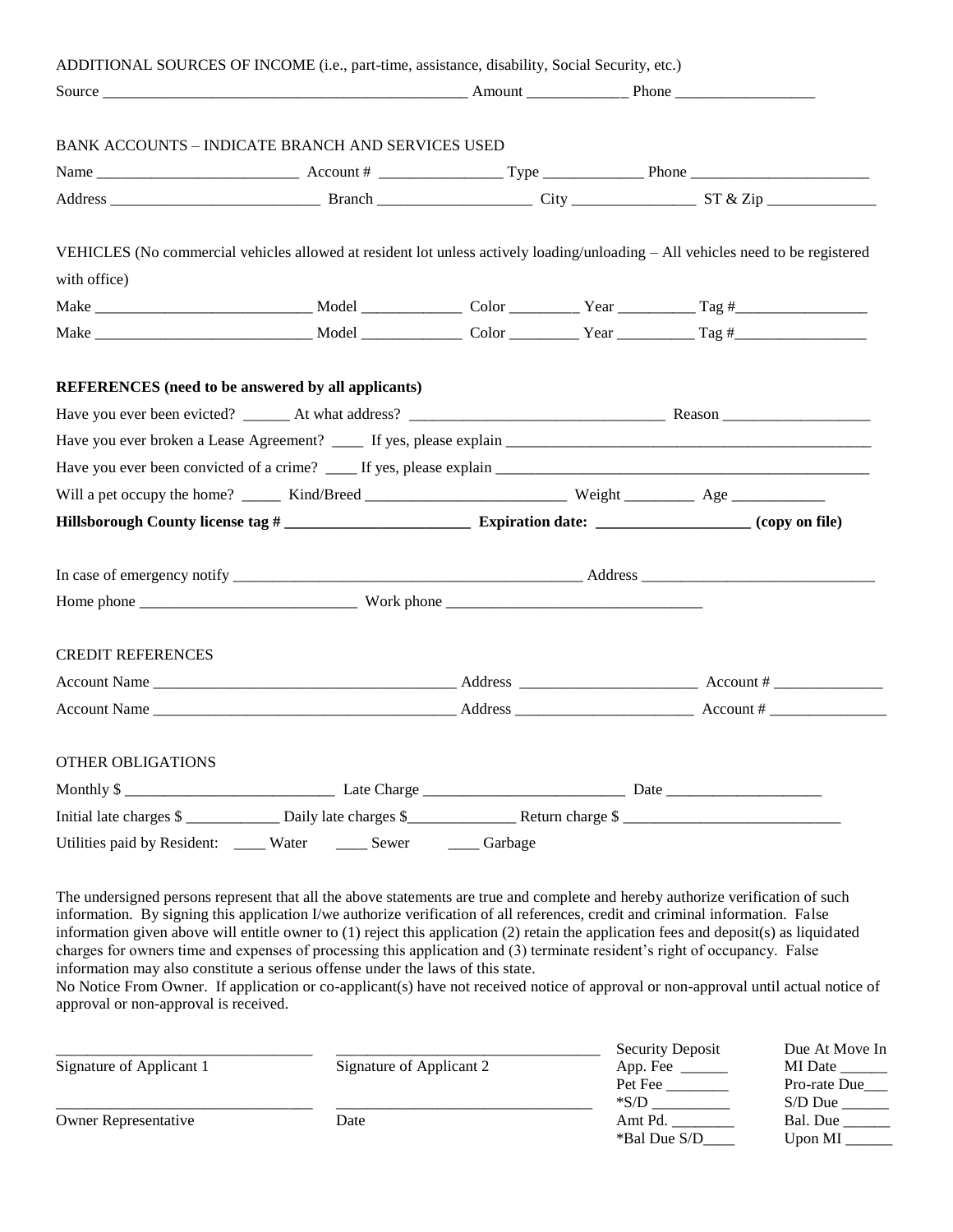ADDITIONAL SOURCES OF INCOME (i.e., part-time, assistance, disability, Social Security, etc.)

Source _______________________________________________ Amount _____________ Phone __________________

BANK ACCOUNTS – INDICATE BRANCH AND SERVICES USED

Name __________________________ Account # ________________ Type _____________ Phone ________________________

Address ___________________________ Branch ____________________ City ________________ ST & Zip ______________

VEHICLES (No commercial vehicles allowed at resident lot unless actively loading/unloading – All vehicles need to be registered with office)

Make ____________________________ Model _____________ Color _________ Year __________ Tag #_________________

Make ____________________________ Model _____________ Color _________ Year __________ Tag #_________________

**REFERENCES (need to be answered by all applicants)**

Have you ever been evicted? ______ At what address? __________________________________ Reason ___________________

Have you ever broken a Lease Agreement? ____ If yes, please explain ________________________________________________

Have you ever been convicted of a crime? ____ If yes, please explain ________________________________________________

Will a pet occupy the home? _____ Kind/Breed __________________________ Weight _________ Age ____________

**Hillsborough County license tag # ________________________ Expiration date: ____________________ (copy on file)**

In case of emergency notify ______________________________________________ Address ______________________________

Home phone ___________________________ Work phone _________________________________

CREDIT REFERENCES

Account Name ______________________________________ Address _______________________ Account # ______________

Account Name ______________________________________ Address _______________________ Account # _______________

OTHER OBLIGATIONS

Monthly $ ___________________________ Late Charge __________________________ Date ____________________

Initial late charges $ ____________ Daily late charges $______________ Return charge $ ____________________________

Utilities paid by Resident: ____ Water ____ Sewer ____ Garbage

The undersigned persons represent that all the above statements are true and complete and hereby authorize verification of such information. By signing this application I/we authorize verification of all references, credit and criminal information. False information given above will entitle owner to (1) reject this application (2) retain the application fees and deposit(s) as liquidated charges for owners time and expenses of processing this application and (3) terminate resident's right of occupancy. False information may also constitute a serious offense under the laws of this state.
No Notice From Owner. If application or co-applicant(s) have not received notice of approval or non-approval until actual notice of approval or non-approval is received.

| | | | |
|---|---|---|---|
| _________________________________ | _________________________________ | Security Deposit | Due At Move In |
| Signature of Applicant 1 | Signature of Applicant 2 | App. Fee ______ | MI Date ______ |
| | | Pet Fee ________ | Pro-rate Due___ |
| _________________________________ | _________________________________ | *S/D __________ | S/D Due ______ |
| Owner Representative | Date | Amt Pd. ________ | Bal. Due ______ |
| | | *Bal Due S/D____ | Upon MI ______ |